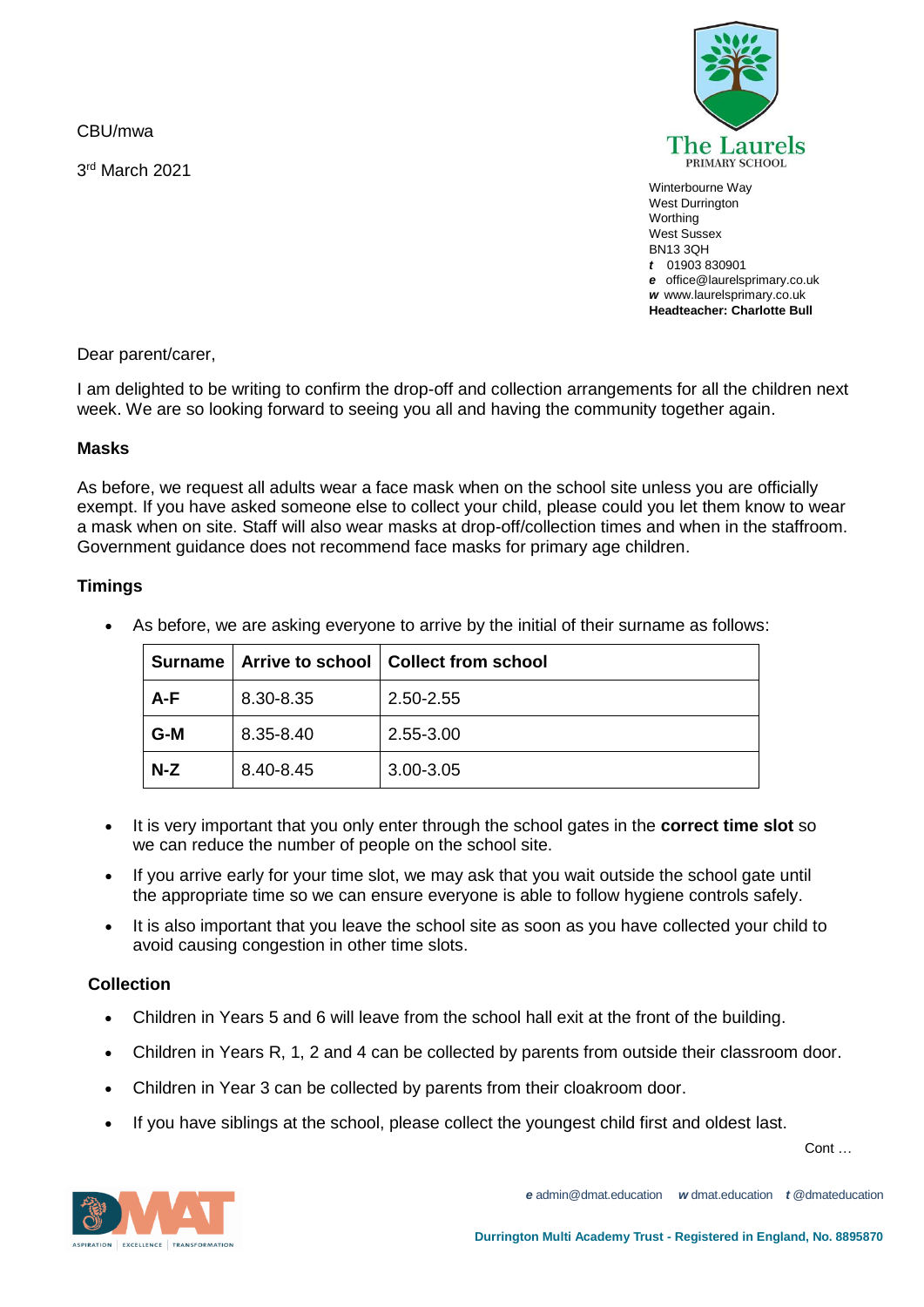CBU/mwa

3rd March 2021

The Laurels
PRIMARY SCHOOL

Winterbourne Way
West Durrington
Worthing
West Sussex
BN13 3QH
*t* 01903 830901
*e* office@laurelsprimary.co.uk
*w* www.laurelsprimary.co.uk
**Headteacher: Charlotte Bull**

Dear parent/carer,

I am delighted to be writing to confirm the drop-off and collection arrangements for all the children next week. We are so looking forward to seeing you all and having the community together again.

**Masks**

As before, we request all adults wear a face mask when on the school site unless you are officially exempt. If you have asked someone else to collect your child, please could you let them know to wear a mask when on site. Staff will also wear masks at drop-off/collection times and when in the staffroom. Government guidance does not recommend face masks for primary age children.

**Timings**

- As before, we are asking everyone to arrive by the initial of their surname as follows:

| Surname | Arrive to school | Collect from school |
|---|---|---|
| **A-F** | 8.30-8.35 | 2.50-2.55 |
| **G-M** | 8.35-8.40 | 2.55-3.00 |
| **N-Z** | 8.40-8.45 | 3.00-3.05 |

- It is very important that you only enter through the school gates in the **correct time slot** so we can reduce the number of people on the school site.
- If you arrive early for your time slot, we may ask that you wait outside the school gate until the appropriate time so we can ensure everyone is able to follow hygiene controls safely.
- It is also important that you leave the school site as soon as you have collected your child to avoid causing congestion in other time slots.

**Collection**

- Children in Years 5 and 6 will leave from the school hall exit at the front of the building.
- Children in Years R, 1, 2 and 4 can be collected by parents from outside their classroom door.
- Children in Year 3 can be collected by parents from their cloakroom door.
- If you have siblings at the school, please collect the youngest child first and oldest last.

Cont …

*e* admin@dmat.education *w* dmat.education *t* @dmateducation

Durrington Multi Academy Trust - Registered in England, No. 8895870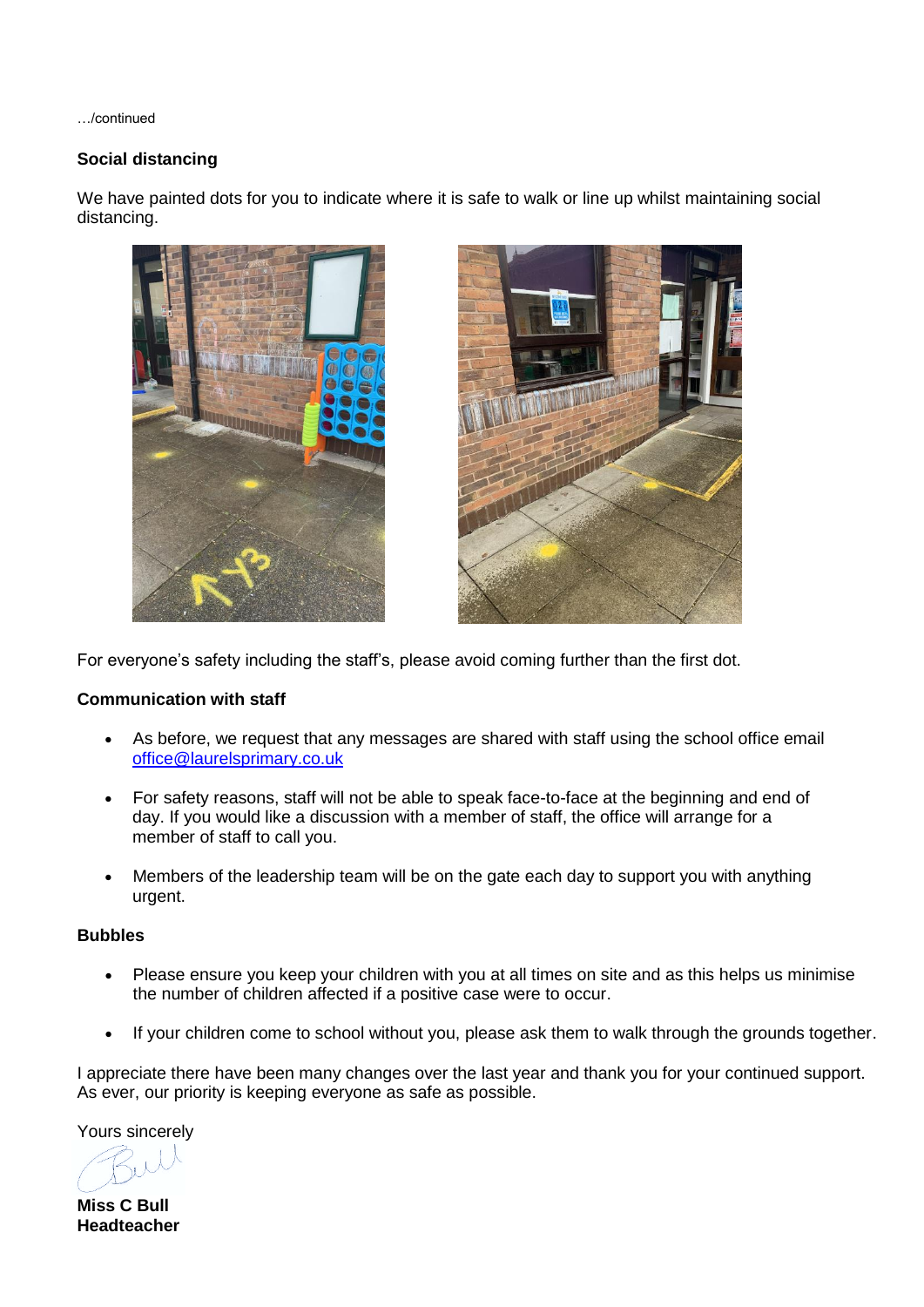…/continued

**Social distancing**

We have painted dots for you to indicate where it is safe to walk or line up whilst maintaining social distancing.

For everyone's safety including the staff's, please avoid coming further than the first dot.

**Communication with staff**

- As before, we request that any messages are shared with staff using the school office email office@laurelsprimary.co.uk
- For safety reasons, staff will not be able to speak face-to-face at the beginning and end of day. If you would like a discussion with a member of staff, the office will arrange for a member of staff to call you.
- Members of the leadership team will be on the gate each day to support you with anything urgent.

**Bubbles**

- Please ensure you keep your children with you at all times on site and as this helps us minimise the number of children affected if a positive case were to occur.
- If your children come to school without you, please ask them to walk through the grounds together.

I appreciate there have been many changes over the last year and thank you for your continued support. As ever, our priority is keeping everyone as safe as possible.

Yours sincerely

**Miss C Bull**
**Headteacher**